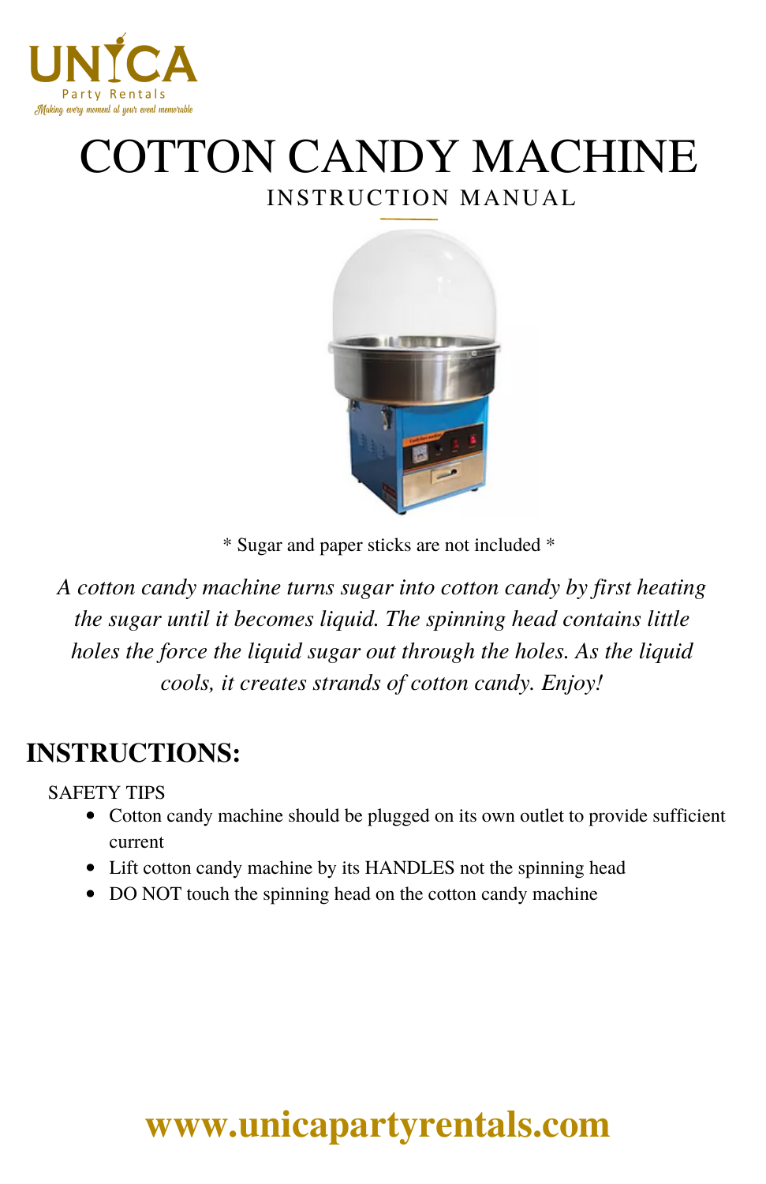UNICA
Party Rentals
Making every moment at your event memorable

# COTTON CANDY MACHINE

## INSTRUCTION MANUAL

* Sugar and paper sticks are not included *

*A cotton candy machine turns sugar into cotton candy by first heating the sugar until it becomes liquid. The spinning head contains little holes the force the liquid sugar out through the holes. As the liquid cools, it creates strands of cotton candy. Enjoy!*

## INSTRUCTIONS:

SAFETY TIPS

- Cotton candy machine should be plugged on its own outlet to provide sufficient current
- Lift cotton candy machine by its HANDLES not the spinning head
- DO NOT touch the spinning head on the cotton candy machine

**www.unicapartyrentals.com**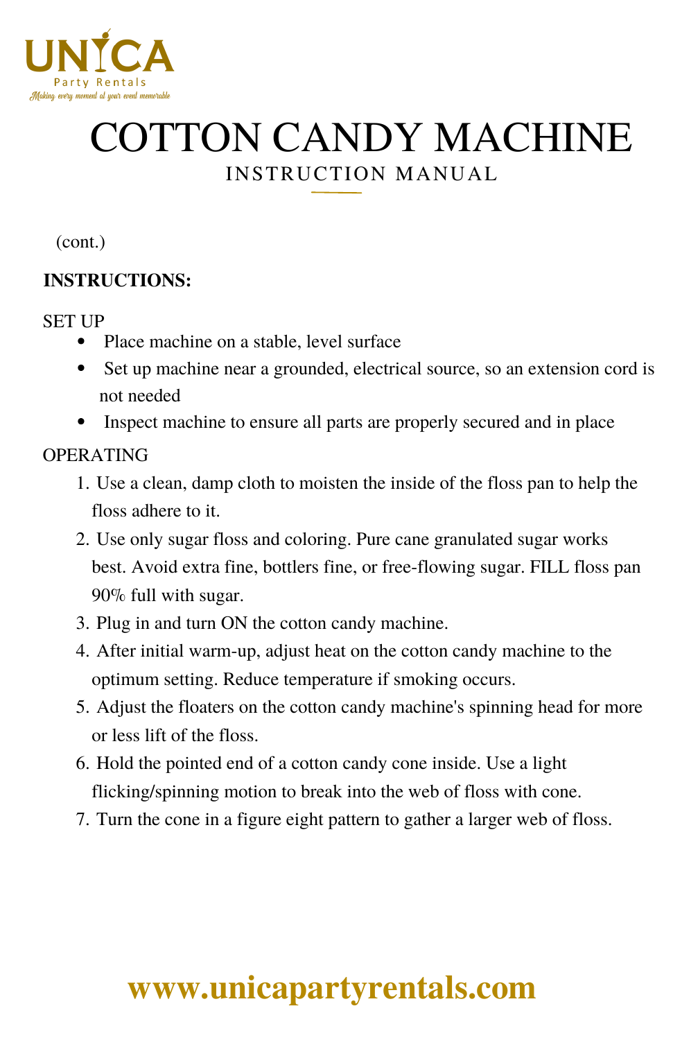# COTTON CANDY MACHINE

## INSTRUCTION MANUAL

(cont.)

**INSTRUCTIONS:**

SET UP

- Place machine on a stable, level surface
- Set up machine near a grounded, electrical source, so an extension cord is not needed
- Inspect machine to ensure all parts are properly secured and in place

OPERATING

1. Use a clean, damp cloth to moisten the inside of the floss pan to help the floss adhere to it.
2. Use only sugar floss and coloring. Pure cane granulated sugar works best. Avoid extra fine, bottlers fine, or free-flowing sugar. FILL floss pan 90% full with sugar.
3. Plug in and turn ON the cotton candy machine.
4. After initial warm-up, adjust heat on the cotton candy machine to the optimum setting. Reduce temperature if smoking occurs.
5. Adjust the floaters on the cotton candy machine's spinning head for more or less lift of the floss.
6. Hold the pointed end of a cotton candy cone inside. Use a light flicking/spinning motion to break into the web of floss with cone.
7. Turn the cone in a figure eight pattern to gather a larger web of floss.